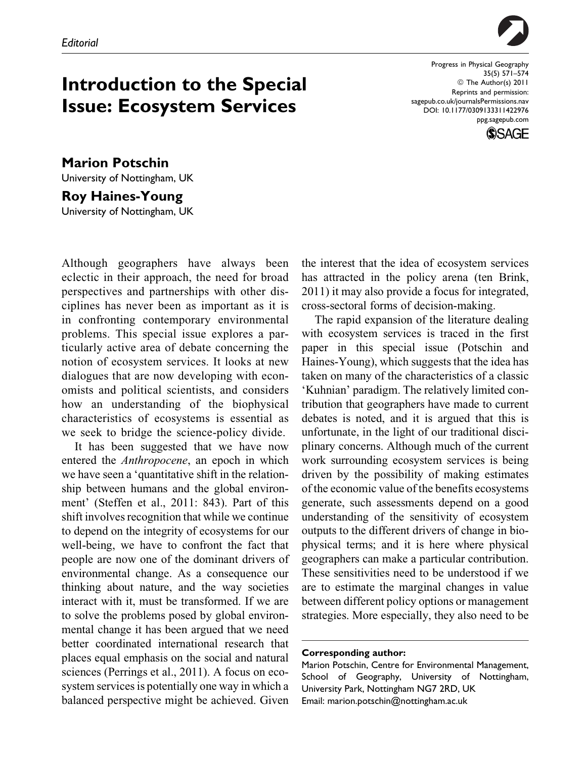Editorial

# Introduction to the Special Issue: Ecosystem Services

**Marion Potschin**
University of Nottingham, UK

**Roy Haines-Young**
University of Nottingham, UK

Although geographers have always been eclectic in their approach, the need for broad perspectives and partnerships with other disciplines has never been as important as it is in confronting contemporary environmental problems. This special issue explores a particularly active area of debate concerning the notion of ecosystem services. It looks at new dialogues that are now developing with economists and political scientists, and considers how an understanding of the biophysical characteristics of ecosystems is essential as we seek to bridge the science-policy divide.

It has been suggested that we have now entered the *Anthropocene*, an epoch in which we have seen a 'quantitative shift in the relationship between humans and the global environment' (Steffen et al., 2011: 843). Part of this shift involves recognition that while we continue to depend on the integrity of ecosystems for our well-being, we have to confront the fact that people are now one of the dominant drivers of environmental change. As a consequence our thinking about nature, and the way societies interact with it, must be transformed. If we are to solve the problems posed by global environmental change it has been argued that we need better coordinated international research that places equal emphasis on the social and natural sciences (Perrings et al., 2011). A focus on ecosystem services is potentially one way in which a balanced perspective might be achieved. Given the interest that the idea of ecosystem services has attracted in the policy arena (ten Brink, 2011) it may also provide a focus for integrated, cross-sectoral forms of decision-making.

The rapid expansion of the literature dealing with ecosystem services is traced in the first paper in this special issue (Potschin and Haines-Young), which suggests that the idea has taken on many of the characteristics of a classic 'Kuhnian' paradigm. The relatively limited contribution that geographers have made to current debates is noted, and it is argued that this is unfortunate, in the light of our traditional disciplinary concerns. Although much of the current work surrounding ecosystem services is being driven by the possibility of making estimates of the economic value of the benefits ecosystems generate, such assessments depend on a good understanding of the sensitivity of ecosystem outputs to the different drivers of change in biophysical terms; and it is here where physical geographers can make a particular contribution. These sensitivities need to be understood if we are to estimate the marginal changes in value between different policy options or management strategies. More especially, they also need to be

**Corresponding author:**
Marion Potschin, Centre for Environmental Management, School of Geography, University of Nottingham, University Park, Nottingham NG7 2RD, UK
Email: marion.potschin@nottingham.ac.uk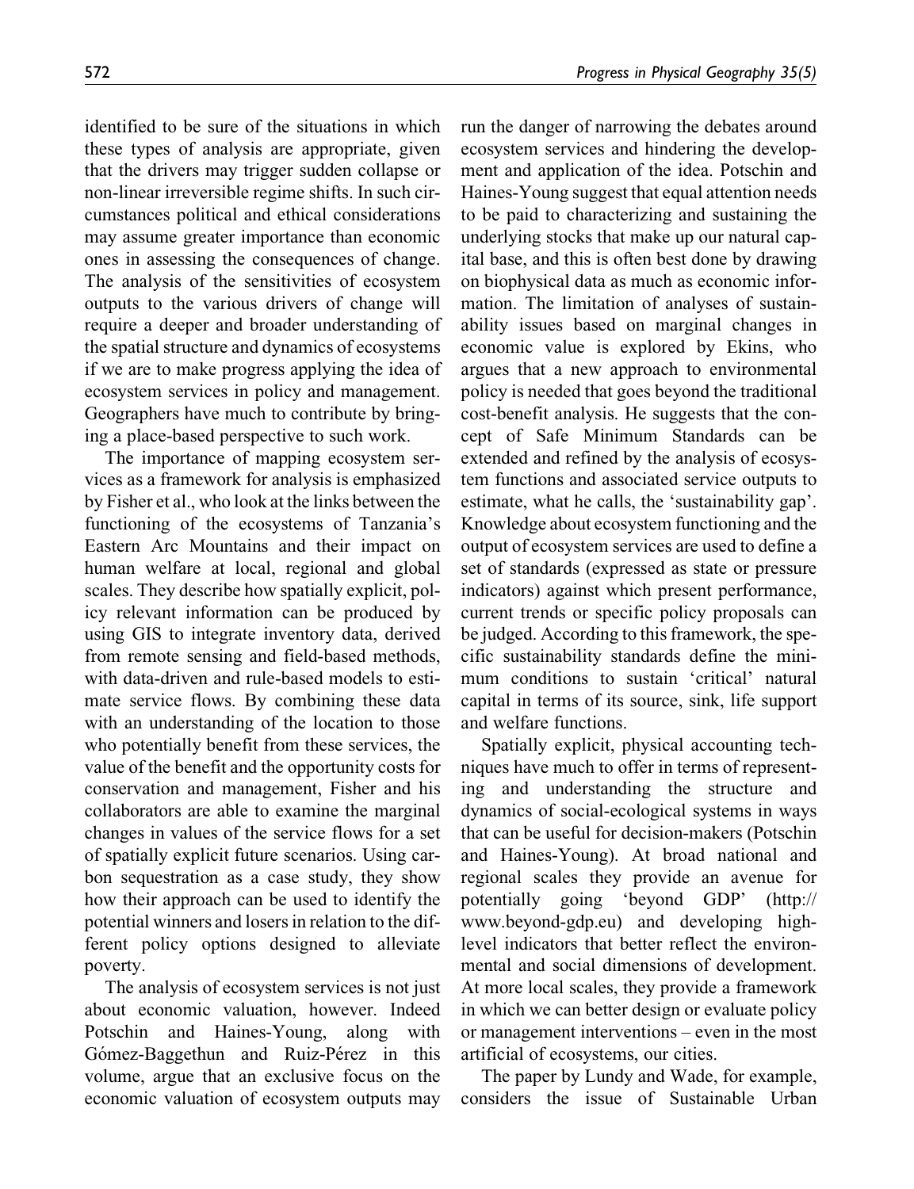identified to be sure of the situations in which these types of analysis are appropriate, given that the drivers may trigger sudden collapse or non-linear irreversible regime shifts. In such circumstances political and ethical considerations may assume greater importance than economic ones in assessing the consequences of change. The analysis of the sensitivities of ecosystem outputs to the various drivers of change will require a deeper and broader understanding of the spatial structure and dynamics of ecosystems if we are to make progress applying the idea of ecosystem services in policy and management. Geographers have much to contribute by bringing a place-based perspective to such work.

The importance of mapping ecosystem services as a framework for analysis is emphasized by Fisher et al., who look at the links between the functioning of the ecosystems of Tanzania's Eastern Arc Mountains and their impact on human welfare at local, regional and global scales. They describe how spatially explicit, policy relevant information can be produced by using GIS to integrate inventory data, derived from remote sensing and field-based methods, with data-driven and rule-based models to estimate service flows. By combining these data with an understanding of the location to those who potentially benefit from these services, the value of the benefit and the opportunity costs for conservation and management, Fisher and his collaborators are able to examine the marginal changes in values of the service flows for a set of spatially explicit future scenarios. Using carbon sequestration as a case study, they show how their approach can be used to identify the potential winners and losers in relation to the different policy options designed to alleviate poverty.

The analysis of ecosystem services is not just about economic valuation, however. Indeed Potschin and Haines-Young, along with Gómez-Baggethun and Ruiz-Pérez in this volume, argue that an exclusive focus on the economic valuation of ecosystem outputs may run the danger of narrowing the debates around ecosystem services and hindering the development and application of the idea. Potschin and Haines-Young suggest that equal attention needs to be paid to characterizing and sustaining the underlying stocks that make up our natural capital base, and this is often best done by drawing on biophysical data as much as economic information. The limitation of analyses of sustainability issues based on marginal changes in economic value is explored by Ekins, who argues that a new approach to environmental policy is needed that goes beyond the traditional cost-benefit analysis. He suggests that the concept of Safe Minimum Standards can be extended and refined by the analysis of ecosystem functions and associated service outputs to estimate, what he calls, the 'sustainability gap'. Knowledge about ecosystem functioning and the output of ecosystem services are used to define a set of standards (expressed as state or pressure indicators) against which present performance, current trends or specific policy proposals can be judged. According to this framework, the specific sustainability standards define the minimum conditions to sustain 'critical' natural capital in terms of its source, sink, life support and welfare functions.

Spatially explicit, physical accounting techniques have much to offer in terms of representing and understanding the structure and dynamics of social-ecological systems in ways that can be useful for decision-makers (Potschin and Haines-Young). At broad national and regional scales they provide an avenue for potentially going 'beyond GDP' (http://www.beyond-gdp.eu) and developing high-level indicators that better reflect the environmental and social dimensions of development. At more local scales, they provide a framework in which we can better design or evaluate policy or management interventions – even in the most artificial of ecosystems, our cities.

The paper by Lundy and Wade, for example, considers the issue of Sustainable Urban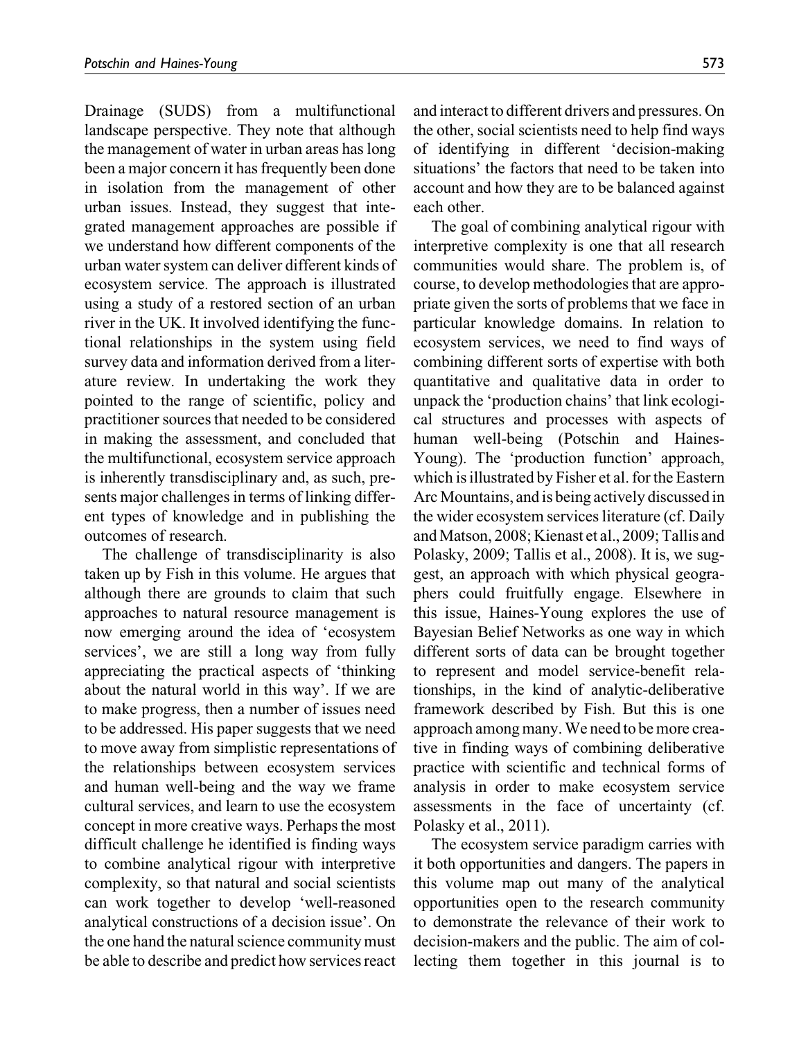Drainage (SUDS) from a multifunctional landscape perspective. They note that although the management of water in urban areas has long been a major concern it has frequently been done in isolation from the management of other urban issues. Instead, they suggest that integrated management approaches are possible if we understand how different components of the urban water system can deliver different kinds of ecosystem service. The approach is illustrated using a study of a restored section of an urban river in the UK. It involved identifying the functional relationships in the system using field survey data and information derived from a literature review. In undertaking the work they pointed to the range of scientific, policy and practitioner sources that needed to be considered in making the assessment, and concluded that the multifunctional, ecosystem service approach is inherently transdisciplinary and, as such, presents major challenges in terms of linking different types of knowledge and in publishing the outcomes of research.

The challenge of transdisciplinarity is also taken up by Fish in this volume. He argues that although there are grounds to claim that such approaches to natural resource management is now emerging around the idea of 'ecosystem services', we are still a long way from fully appreciating the practical aspects of 'thinking about the natural world in this way'. If we are to make progress, then a number of issues need to be addressed. His paper suggests that we need to move away from simplistic representations of the relationships between ecosystem services and human well-being and the way we frame cultural services, and learn to use the ecosystem concept in more creative ways. Perhaps the most difficult challenge he identified is finding ways to combine analytical rigour with interpretive complexity, so that natural and social scientists can work together to develop 'well-reasoned analytical constructions of a decision issue'. On the one hand the natural science community must be able to describe and predict how services react and interact to different drivers and pressures. On the other, social scientists need to help find ways of identifying in different 'decision-making situations' the factors that need to be taken into account and how they are to be balanced against each other.

The goal of combining analytical rigour with interpretive complexity is one that all research communities would share. The problem is, of course, to develop methodologies that are appropriate given the sorts of problems that we face in particular knowledge domains. In relation to ecosystem services, we need to find ways of combining different sorts of expertise with both quantitative and qualitative data in order to unpack the 'production chains' that link ecological structures and processes with aspects of human well-being (Potschin and Haines-Young). The 'production function' approach, which is illustrated by Fisher et al. for the Eastern Arc Mountains, and is being actively discussed in the wider ecosystem services literature (cf. Daily and Matson, 2008; Kienast et al., 2009; Tallis and Polasky, 2009; Tallis et al., 2008). It is, we suggest, an approach with which physical geographers could fruitfully engage. Elsewhere in this issue, Haines-Young explores the use of Bayesian Belief Networks as one way in which different sorts of data can be brought together to represent and model service-benefit relationships, in the kind of analytic-deliberative framework described by Fish. But this is one approach among many. We need to be more creative in finding ways of combining deliberative practice with scientific and technical forms of analysis in order to make ecosystem service assessments in the face of uncertainty (cf. Polasky et al., 2011).

The ecosystem service paradigm carries with it both opportunities and dangers. The papers in this volume map out many of the analytical opportunities open to the research community to demonstrate the relevance of their work to decision-makers and the public. The aim of collecting them together in this journal is to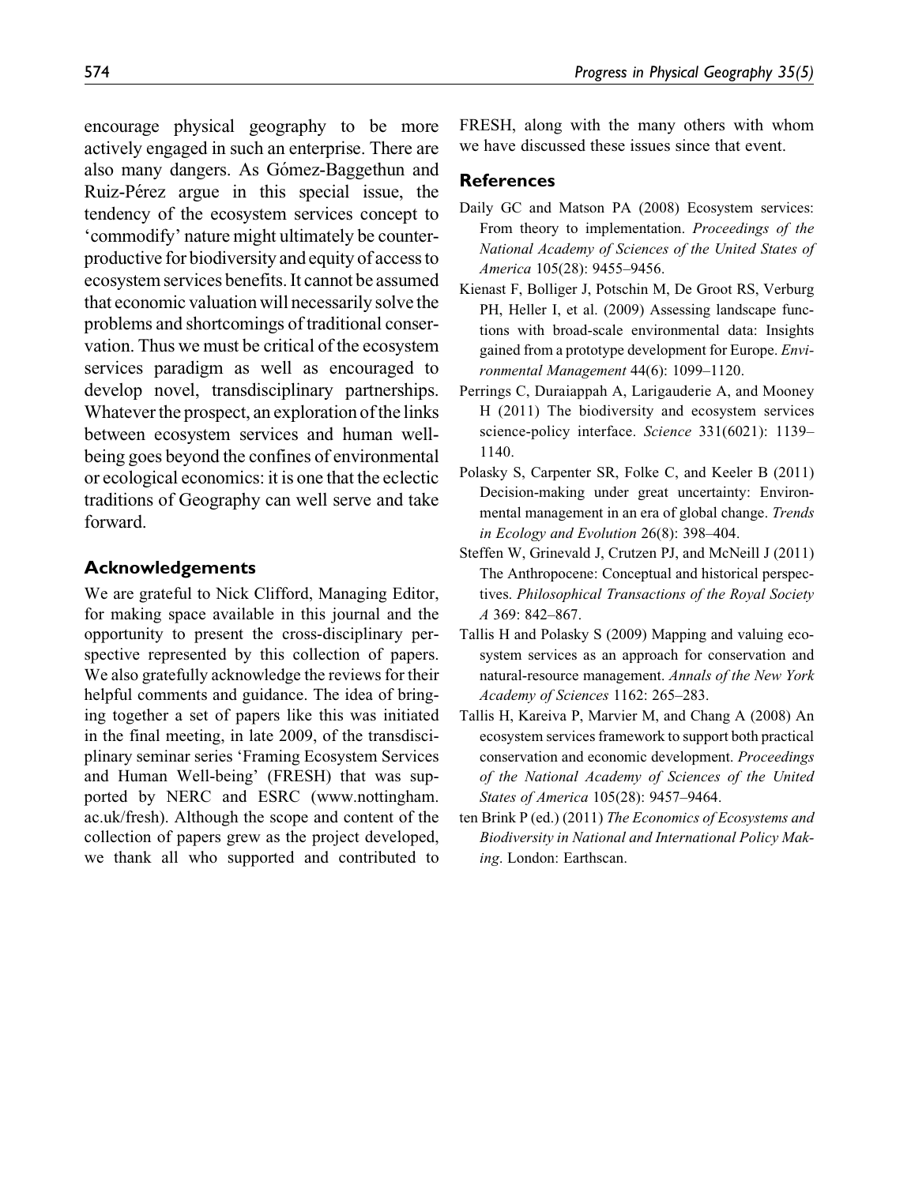encourage physical geography to be more actively engaged in such an enterprise. There are also many dangers. As Gómez-Baggethun and Ruiz-Pérez argue in this special issue, the tendency of the ecosystem services concept to 'commodify' nature might ultimately be counter-productive for biodiversity and equity of access to ecosystem services benefits. It cannot be assumed that economic valuation will necessarily solve the problems and shortcomings of traditional conservation. Thus we must be critical of the ecosystem services paradigm as well as encouraged to develop novel, transdisciplinary partnerships. Whatever the prospect, an exploration of the links between ecosystem services and human well-being goes beyond the confines of environmental or ecological economics: it is one that the eclectic traditions of Geography can well serve and take forward.

## Acknowledgements

We are grateful to Nick Clifford, Managing Editor, for making space available in this journal and the opportunity to present the cross-disciplinary perspective represented by this collection of papers. We also gratefully acknowledge the reviews for their helpful comments and guidance. The idea of bringing together a set of papers like this was initiated in the final meeting, in late 2009, of the transdisciplinary seminar series 'Framing Ecosystem Services and Human Well-being' (FRESH) that was supported by NERC and ESRC (www.nottingham.ac.uk/fresh). Although the scope and content of the collection of papers grew as the project developed, we thank all who supported and contributed to FRESH, along with the many others with whom we have discussed these issues since that event.

## References

Daily GC and Matson PA (2008) Ecosystem services: From theory to implementation. *Proceedings of the National Academy of Sciences of the United States of America* 105(28): 9455–9456.

Kienast F, Bolliger J, Potschin M, De Groot RS, Verburg PH, Heller I, et al. (2009) Assessing landscape functions with broad-scale environmental data: Insights gained from a prototype development for Europe. *Environmental Management* 44(6): 1099–1120.

Perrings C, Duraiappah A, Larigauderie A, and Mooney H (2011) The biodiversity and ecosystem services science-policy interface. *Science* 331(6021): 1139–1140.

Polasky S, Carpenter SR, Folke C, and Keeler B (2011) Decision-making under great uncertainty: Environmental management in an era of global change. *Trends in Ecology and Evolution* 26(8): 398–404.

Steffen W, Grinevald J, Crutzen PJ, and McNeill J (2011) The Anthropocene: Conceptual and historical perspectives. *Philosophical Transactions of the Royal Society A* 369: 842–867.

Tallis H and Polasky S (2009) Mapping and valuing ecosystem services as an approach for conservation and natural-resource management. *Annals of the New York Academy of Sciences* 1162: 265–283.

Tallis H, Kareiva P, Marvier M, and Chang A (2008) An ecosystem services framework to support both practical conservation and economic development. *Proceedings of the National Academy of Sciences of the United States of America* 105(28): 9457–9464.

ten Brink P (ed.) (2011) *The Economics of Ecosystems and Biodiversity in National and International Policy Making*. London: Earthscan.